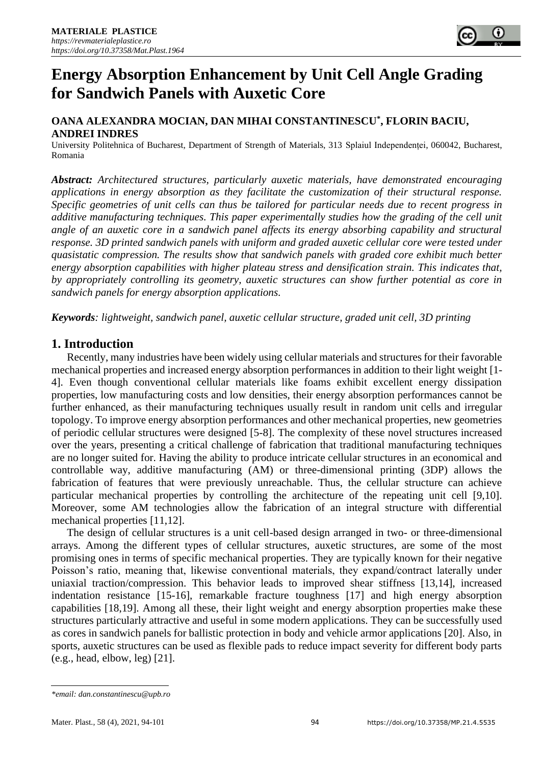# Energy Absorption Enhancement by Unit Cell Angle Grading for Sandwich Panels with Auxetic Core

**OANA ALEXANDRA MOCIAN, DAN MIHAI CONSTANTINESCU*, FLORIN BACIU, ANDREI INDRES**

University Politehnica of Bucharest, Department of Strength of Materials, 313 Splaiul Independenței, 060042, Bucharest, Romania

***Abstract:*** *Architectured structures, particularly auxetic materials, have demonstrated encouraging applications in energy absorption as they facilitate the customization of their structural response. Specific geometries of unit cells can thus be tailored for particular needs due to recent progress in additive manufacturing techniques. This paper experimentally studies how the grading of the cell unit angle of an auxetic core in a sandwich panel affects its energy absorbing capability and structural response. 3D printed sandwich panels with uniform and graded auxetic cellular core were tested under quasistatic compression. The results show that sandwich panels with graded core exhibit much better energy absorption capabilities with higher plateau stress and densification strain. This indicates that, by appropriately controlling its geometry, auxetic structures can show further potential as core in sandwich panels for energy absorption applications.*

***Keywords****: lightweight, sandwich panel, auxetic cellular structure, graded unit cell, 3D printing*

## 1. Introduction

Recently, many industries have been widely using cellular materials and structures for their favorable mechanical properties and increased energy absorption performances in addition to their light weight [1-4]. Even though conventional cellular materials like foams exhibit excellent energy dissipation properties, low manufacturing costs and low densities, their energy absorption performances cannot be further enhanced, as their manufacturing techniques usually result in random unit cells and irregular topology. To improve energy absorption performances and other mechanical properties, new geometries of periodic cellular structures were designed [5-8]. The complexity of these novel structures increased over the years, presenting a critical challenge of fabrication that traditional manufacturing techniques are no longer suited for. Having the ability to produce intricate cellular structures in an economical and controllable way, additive manufacturing (AM) or three-dimensional printing (3DP) allows the fabrication of features that were previously unreachable. Thus, the cellular structure can achieve particular mechanical properties by controlling the architecture of the repeating unit cell [9,10]. Moreover, some AM technologies allow the fabrication of an integral structure with differential mechanical properties [11,12].

The design of cellular structures is a unit cell-based design arranged in two- or three-dimensional arrays. Among the different types of cellular structures, auxetic structures, are some of the most promising ones in terms of specific mechanical properties. They are typically known for their negative Poisson's ratio, meaning that, likewise conventional materials, they expand/contract laterally under uniaxial traction/compression. This behavior leads to improved shear stiffness [13,14], increased indentation resistance [15-16], remarkable fracture toughness [17] and high energy absorption capabilities [18,19]. Among all these, their light weight and energy absorption properties make these structures particularly attractive and useful in some modern applications. They can be successfully used as cores in sandwich panels for ballistic protection in body and vehicle armor applications [20]. Also, in sports, auxetic structures can be used as flexible pads to reduce impact severity for different body parts (e.g., head, elbow, leg) [21].

*\*email: dan.constantinescu@upb.ro*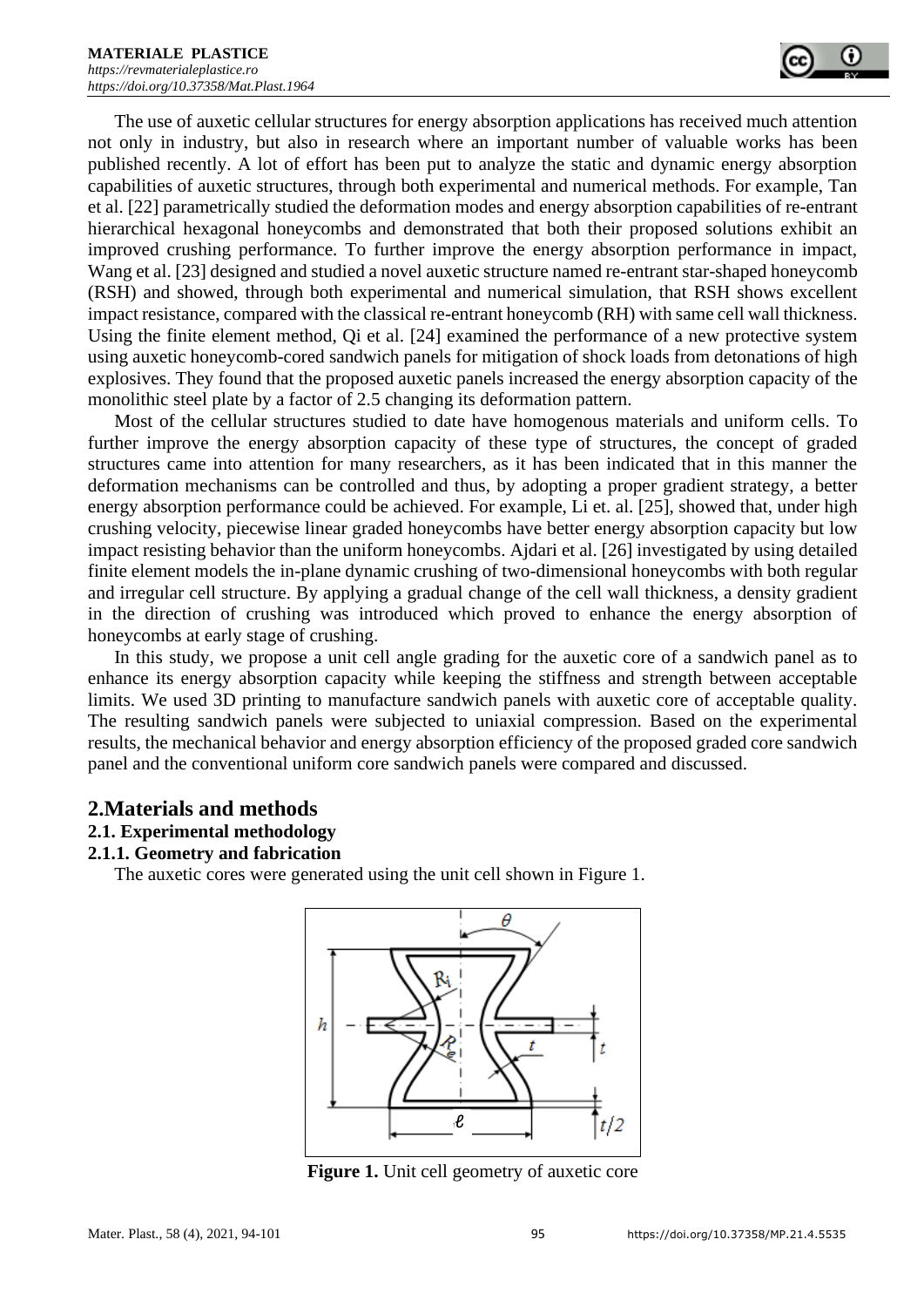The use of auxetic cellular structures for energy absorption applications has received much attention not only in industry, but also in research where an important number of valuable works has been published recently. A lot of effort has been put to analyze the static and dynamic energy absorption capabilities of auxetic structures, through both experimental and numerical methods. For example, Tan et al. [22] parametrically studied the deformation modes and energy absorption capabilities of re-entrant hierarchical hexagonal honeycombs and demonstrated that both their proposed solutions exhibit an improved crushing performance. To further improve the energy absorption performance in impact, Wang et al. [23] designed and studied a novel auxetic structure named re-entrant star-shaped honeycomb (RSH) and showed, through both experimental and numerical simulation, that RSH shows excellent impact resistance, compared with the classical re-entrant honeycomb (RH) with same cell wall thickness. Using the finite element method, Qi et al. [24] examined the performance of a new protective system using auxetic honeycomb-cored sandwich panels for mitigation of shock loads from detonations of high explosives. They found that the proposed auxetic panels increased the energy absorption capacity of the monolithic steel plate by a factor of 2.5 changing its deformation pattern.

Most of the cellular structures studied to date have homogenous materials and uniform cells. To further improve the energy absorption capacity of these type of structures, the concept of graded structures came into attention for many researchers, as it has been indicated that in this manner the deformation mechanisms can be controlled and thus, by adopting a proper gradient strategy, a better energy absorption performance could be achieved. For example, Li et. al. [25], showed that, under high crushing velocity, piecewise linear graded honeycombs have better energy absorption capacity but low impact resisting behavior than the uniform honeycombs. Ajdari et al. [26] investigated by using detailed finite element models the in-plane dynamic crushing of two-dimensional honeycombs with both regular and irregular cell structure. By applying a gradual change of the cell wall thickness, a density gradient in the direction of crushing was introduced which proved to enhance the energy absorption of honeycombs at early stage of crushing.

In this study, we propose a unit cell angle grading for the auxetic core of a sandwich panel as to enhance its energy absorption capacity while keeping the stiffness and strength between acceptable limits. We used 3D printing to manufacture sandwich panels with auxetic core of acceptable quality. The resulting sandwich panels were subjected to uniaxial compression. Based on the experimental results, the mechanical behavior and energy absorption efficiency of the proposed graded core sandwich panel and the conventional uniform core sandwich panels were compared and discussed.

## 2.Materials and methods

### 2.1. Experimental methodology

#### 2.1.1. Geometry and fabrication

The auxetic cores were generated using the unit cell shown in Figure 1.

**Figure 1.** Unit cell geometry of auxetic core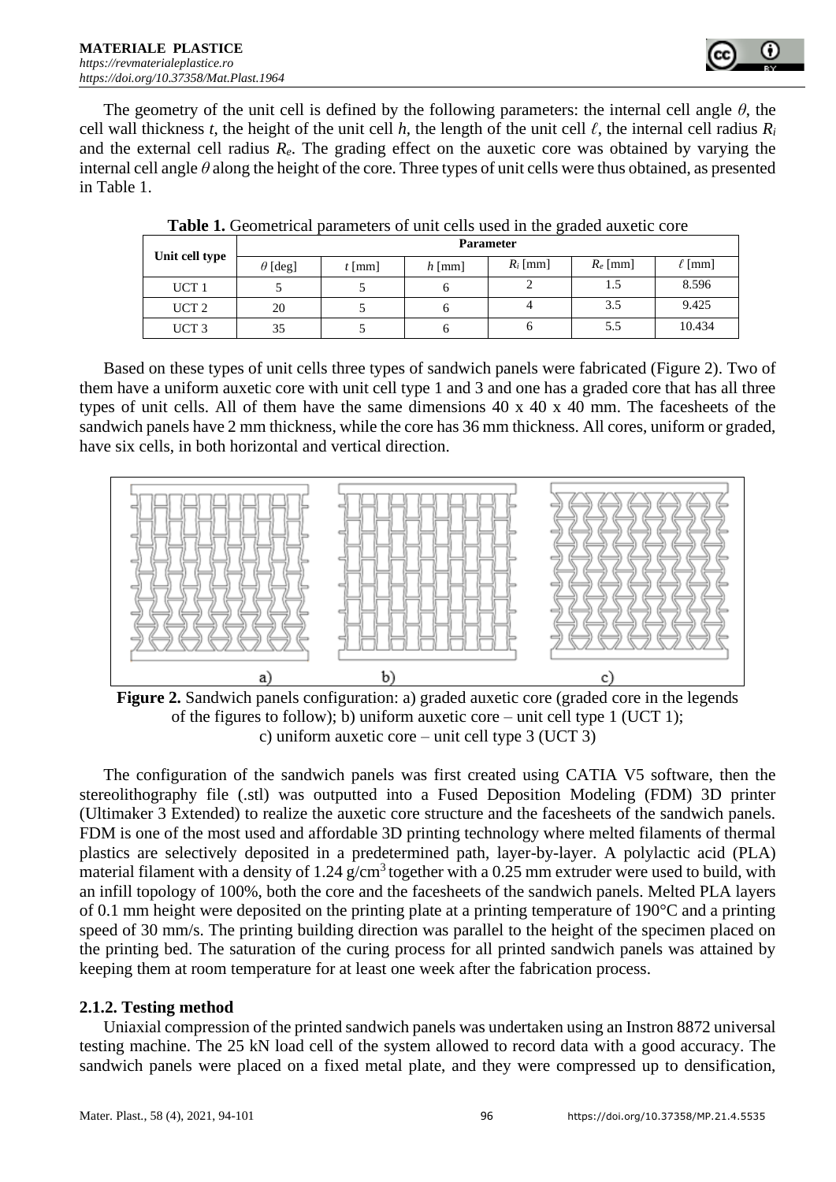The geometry of the unit cell is defined by the following parameters: the internal cell angle $\theta$, the cell wall thickness $t$, the height of the unit cell $h$, the length of the unit cell $\ell$, the internal cell radius $R_i$ and the external cell radius $R_e$. The grading effect on the auxetic core was obtained by varying the internal cell angle $\theta$ along the height of the core. Three types of unit cells were thus obtained, as presented in Table 1.

**Table 1.** Geometrical parameters of unit cells used in the graded auxetic core

| Unit cell type | Parameter | | | | | |
|---|---|---|---|---|---|---|
| | $\theta$ [deg] | $t$ [mm] | $h$ [mm] | $R_i$ [mm] | $R_e$ [mm] | $\ell$ [mm] |
| UCT 1 | 5 | 5 | 6 | 2 | 1.5 | 8.596 |
| UCT 2 | 20 | 5 | 6 | 4 | 3.5 | 9.425 |
| UCT 3 | 35 | 5 | 6 | 6 | 5.5 | 10.434 |

Based on these types of unit cells three types of sandwich panels were fabricated (Figure 2). Two of them have a uniform auxetic core with unit cell type 1 and 3 and one has a graded core that has all three types of unit cells. All of them have the same dimensions 40 x 40 x 40 mm. The facesheets of the sandwich panels have 2 mm thickness, while the core has 36 mm thickness. All cores, uniform or graded, have six cells, in both horizontal and vertical direction.

**Figure 2.** Sandwich panels configuration: a) graded auxetic core (graded core in the legends of the figures to follow); b) uniform auxetic core – unit cell type 1 (UCT 1); c) uniform auxetic core – unit cell type 3 (UCT 3)

The configuration of the sandwich panels was first created using CATIA V5 software, then the stereolithography file (.stl) was outputted into a Fused Deposition Modeling (FDM) 3D printer (Ultimaker 3 Extended) to realize the auxetic core structure and the facesheets of the sandwich panels. FDM is one of the most used and affordable 3D printing technology where melted filaments of thermal plastics are selectively deposited in a predetermined path, layer-by-layer. A polylactic acid (PLA) material filament with a density of 1.24 g/cm$^3$ together with a 0.25 mm extruder were used to build, with an infill topology of 100%, both the core and the facesheets of the sandwich panels. Melted PLA layers of 0.1 mm height were deposited on the printing plate at a printing temperature of 190°C and a printing speed of 30 mm/s. The printing building direction was parallel to the height of the specimen placed on the printing bed. The saturation of the curing process for all printed sandwich panels was attained by keeping them at room temperature for at least one week after the fabrication process.

### 2.1.2. Testing method

Uniaxial compression of the printed sandwich panels was undertaken using an Instron 8872 universal testing machine. The 25 kN load cell of the system allowed to record data with a good accuracy. The sandwich panels were placed on a fixed metal plate, and they were compressed up to densification,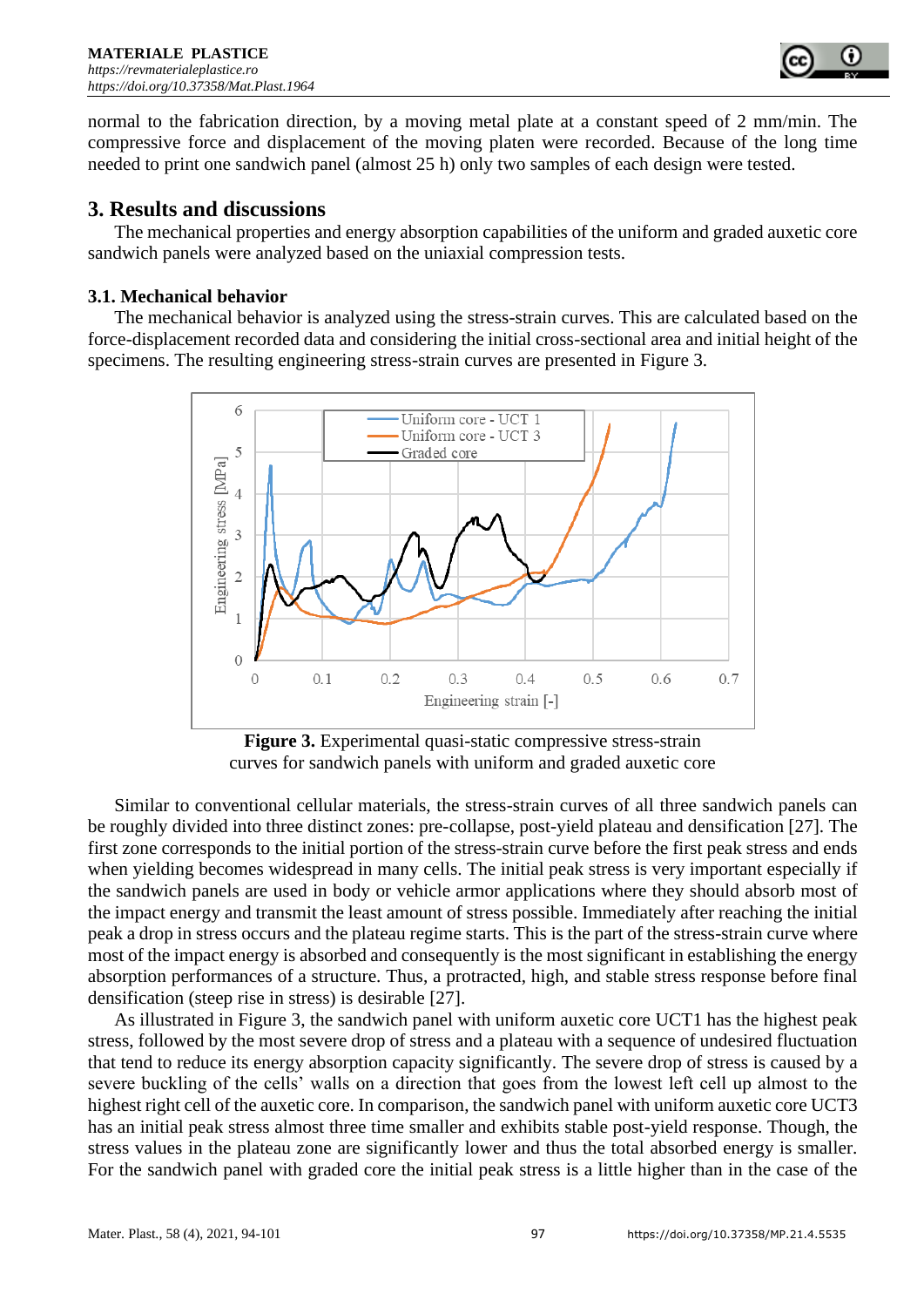normal to the fabrication direction, by a moving metal plate at a constant speed of 2 mm/min. The compressive force and displacement of the moving platen were recorded. Because of the long time needed to print one sandwich panel (almost 25 h) only two samples of each design were tested.

## 3. Results and discussions

The mechanical properties and energy absorption capabilities of the uniform and graded auxetic core sandwich panels were analyzed based on the uniaxial compression tests.

### 3.1. Mechanical behavior

The mechanical behavior is analyzed using the stress-strain curves. This are calculated based on the force-displacement recorded data and considering the initial cross-sectional area and initial height of the specimens. The resulting engineering stress-strain curves are presented in Figure 3.

**Figure 3.** Experimental quasi-static compressive stress-strain curves for sandwich panels with uniform and graded auxetic core

Similar to conventional cellular materials, the stress-strain curves of all three sandwich panels can be roughly divided into three distinct zones: pre-collapse, post-yield plateau and densification [27]. The first zone corresponds to the initial portion of the stress-strain curve before the first peak stress and ends when yielding becomes widespread in many cells. The initial peak stress is very important especially if the sandwich panels are used in body or vehicle armor applications where they should absorb most of the impact energy and transmit the least amount of stress possible. Immediately after reaching the initial peak a drop in stress occurs and the plateau regime starts. This is the part of the stress-strain curve where most of the impact energy is absorbed and consequently is the most significant in establishing the energy absorption performances of a structure. Thus, a protracted, high, and stable stress response before final densification (steep rise in stress) is desirable [27].

As illustrated in Figure 3, the sandwich panel with uniform auxetic core UCT1 has the highest peak stress, followed by the most severe drop of stress and a plateau with a sequence of undesired fluctuation that tend to reduce its energy absorption capacity significantly. The severe drop of stress is caused by a severe buckling of the cells' walls on a direction that goes from the lowest left cell up almost to the highest right cell of the auxetic core. In comparison, the sandwich panel with uniform auxetic core UCT3 has an initial peak stress almost three time smaller and exhibits stable post-yield response. Though, the stress values in the plateau zone are significantly lower and thus the total absorbed energy is smaller. For the sandwich panel with graded core the initial peak stress is a little higher than in the case of the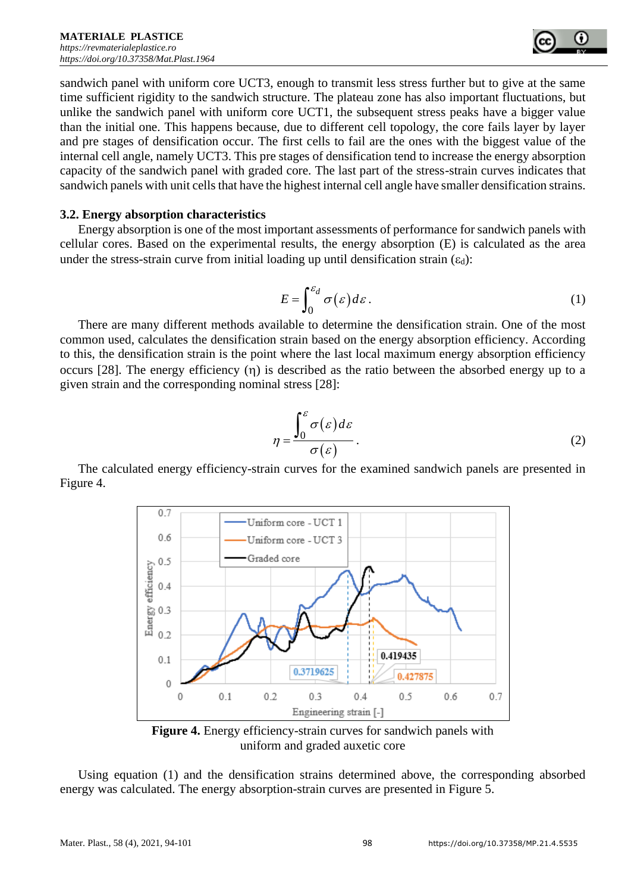sandwich panel with uniform core UCT3, enough to transmit less stress further but to give at the same time sufficient rigidity to the sandwich structure. The plateau zone has also important fluctuations, but unlike the sandwich panel with uniform core UCT1, the subsequent stress peaks have a bigger value than the initial one. This happens because, due to different cell topology, the core fails layer by layer and pre stages of densification occur. The first cells to fail are the ones with the biggest value of the internal cell angle, namely UCT3. This pre stages of densification tend to increase the energy absorption capacity of the sandwich panel with graded core. The last part of the stress-strain curves indicates that sandwich panels with unit cells that have the highest internal cell angle have smaller densification strains.

### 3.2. Energy absorption characteristics

Energy absorption is one of the most important assessments of performance for sandwich panels with cellular cores. Based on the experimental results, the energy absorption (E) is calculated as the area under the stress-strain curve from initial loading up until densification strain ($\varepsilon_d$):

$$E = \int_0^{\varepsilon_d} \sigma(\varepsilon)\, d\varepsilon . \tag{1}$$

There are many different methods available to determine the densification strain. One of the most common used, calculates the densification strain based on the energy absorption efficiency. According to this, the densification strain is the point where the last local maximum energy absorption efficiency occurs [28]. The energy efficiency ($\eta$) is described as the ratio between the absorbed energy up to a given strain and the corresponding nominal stress [28]:

$$\eta = \frac{\int_0^{\varepsilon} \sigma(\varepsilon)\, d\varepsilon}{\sigma(\varepsilon)} . \tag{2}$$

The calculated energy efficiency-strain curves for the examined sandwich panels are presented in Figure 4.

**Figure 4.** Energy efficiency-strain curves for sandwich panels with uniform and graded auxetic core

Using equation (1) and the densification strains determined above, the corresponding absorbed energy was calculated. The energy absorption-strain curves are presented in Figure 5.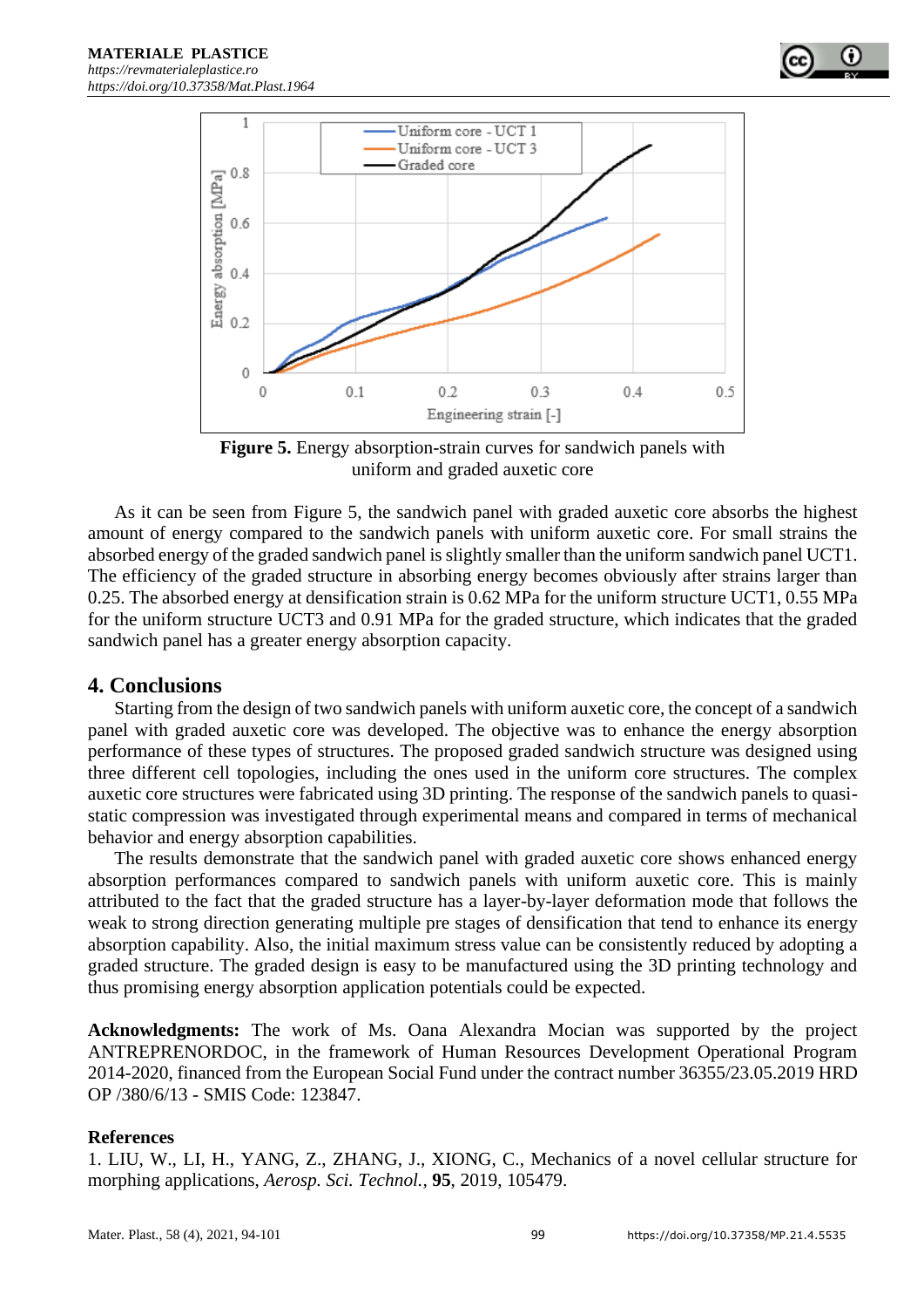**Figure 5.** Energy absorption-strain curves for sandwich panels with uniform and graded auxetic core

As it can be seen from Figure 5, the sandwich panel with graded auxetic core absorbs the highest amount of energy compared to the sandwich panels with uniform auxetic core. For small strains the absorbed energy of the graded sandwich panel is slightly smaller than the uniform sandwich panel UCT1. The efficiency of the graded structure in absorbing energy becomes obviously after strains larger than 0.25. The absorbed energy at densification strain is 0.62 MPa for the uniform structure UCT1, 0.55 MPa for the uniform structure UCT3 and 0.91 MPa for the graded structure, which indicates that the graded sandwich panel has a greater energy absorption capacity.

## 4. Conclusions

Starting from the design of two sandwich panels with uniform auxetic core, the concept of a sandwich panel with graded auxetic core was developed. The objective was to enhance the energy absorption performance of these types of structures. The proposed graded sandwich structure was designed using three different cell topologies, including the ones used in the uniform core structures. The complex auxetic core structures were fabricated using 3D printing. The response of the sandwich panels to quasi-static compression was investigated through experimental means and compared in terms of mechanical behavior and energy absorption capabilities.

The results demonstrate that the sandwich panel with graded auxetic core shows enhanced energy absorption performances compared to sandwich panels with uniform auxetic core. This is mainly attributed to the fact that the graded structure has a layer-by-layer deformation mode that follows the weak to strong direction generating multiple pre stages of densification that tend to enhance its energy absorption capability. Also, the initial maximum stress value can be consistently reduced by adopting a graded structure. The graded design is easy to be manufactured using the 3D printing technology and thus promising energy absorption application potentials could be expected.

**Acknowledgments:** The work of Ms. Oana Alexandra Mocian was supported by the project ANTREPRENORDOC, in the framework of Human Resources Development Operational Program 2014-2020, financed from the European Social Fund under the contract number 36355/23.05.2019 HRD OP /380/6/13 - SMIS Code: 123847.

**References**

1. LIU, W., LI, H., YANG, Z., ZHANG, J., XIONG, C., Mechanics of a novel cellular structure for morphing applications, *Aerosp. Sci. Technol.*, **95**, 2019, 105479.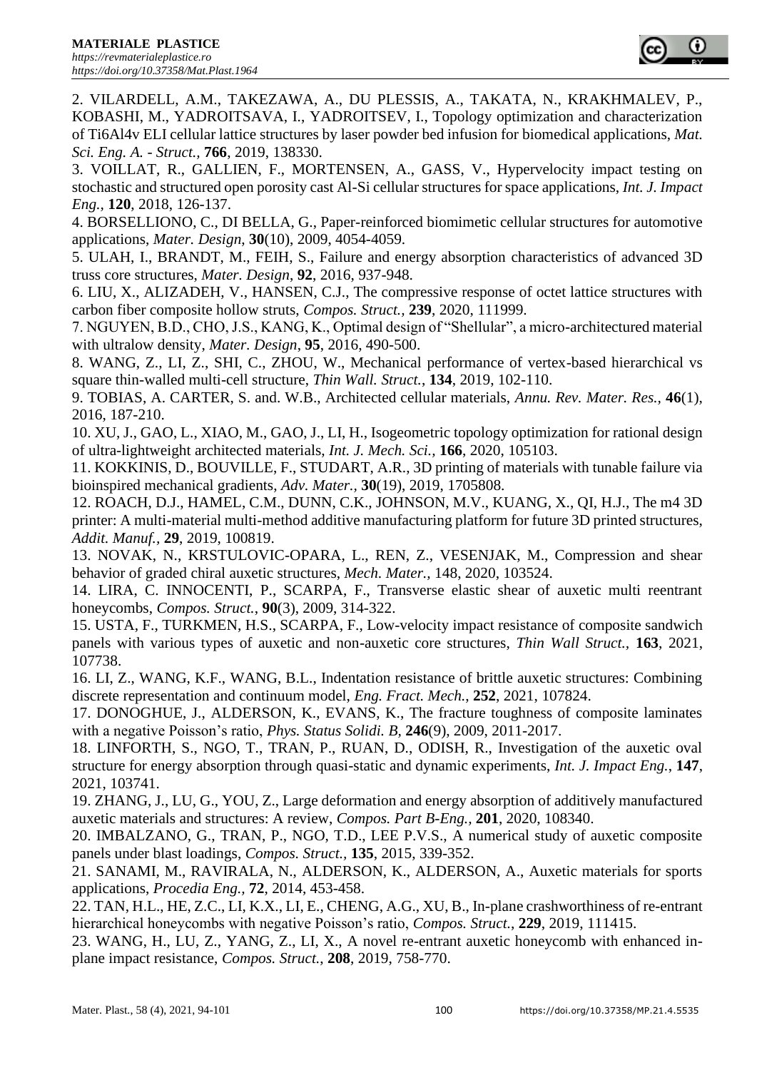2. VILARDELL, A.M., TAKEZAWA, A., DU PLESSIS, A., TAKATA, N., KRAKHMALEV, P., KOBASHI, M., YADROITSAVA, I., YADROITSEV, I., Topology optimization and characterization of Ti6Al4v ELI cellular lattice structures by laser powder bed infusion for biomedical applications, *Mat. Sci. Eng. A. - Struct.*, **766**, 2019, 138330.

3. VOILLAT, R., GALLIEN, F., MORTENSEN, A., GASS, V., Hypervelocity impact testing on stochastic and structured open porosity cast Al-Si cellular structures for space applications, *Int. J. Impact Eng.*, **120**, 2018, 126-137.

4. BORSELLIONO, C., DI BELLA, G., Paper-reinforced biomimetic cellular structures for automotive applications, *Mater. Design*, **30**(10), 2009, 4054-4059.

5. ULAH, I., BRANDT, M., FEIH, S., Failure and energy absorption characteristics of advanced 3D truss core structures, *Mater. Design*, **92**, 2016, 937-948.

6. LIU, X., ALIZADEH, V., HANSEN, C.J., The compressive response of octet lattice structures with carbon fiber composite hollow struts, *Compos. Struct.*, **239**, 2020, 111999.

7. NGUYEN, B.D., CHO, J.S., KANG, K., Optimal design of "Shellular", a micro-architectured material with ultralow density, *Mater. Design*, **95**, 2016, 490-500.

8. WANG, Z., LI, Z., SHI, C., ZHOU, W., Mechanical performance of vertex-based hierarchical vs square thin-walled multi-cell structure, *Thin Wall. Struct.*, **134**, 2019, 102-110.

9. TOBIAS, A. CARTER, S. and. W.B., Architected cellular materials, *Annu. Rev. Mater. Res.*, **46**(1), 2016, 187-210.

10. XU, J., GAO, L., XIAO, M., GAO, J., LI, H., Isogeometric topology optimization for rational design of ultra-lightweight architected materials, *Int. J. Mech. Sci.*, **166**, 2020, 105103.

11. KOKKINIS, D., BOUVILLE, F., STUDART, A.R., 3D printing of materials with tunable failure via bioinspired mechanical gradients, *Adv. Mater.*, **30**(19), 2019, 1705808.

12. ROACH, D.J., HAMEL, C.M., DUNN, C.K., JOHNSON, M.V., KUANG, X., QI, H.J., The m4 3D printer: A multi-material multi-method additive manufacturing platform for future 3D printed structures, *Addit. Manuf.*, **29**, 2019, 100819.

13. NOVAK, N., KRSTULOVIC-OPARA, L., REN, Z., VESENJAK, M., Compression and shear behavior of graded chiral auxetic structures, *Mech. Mater.*, 148, 2020, 103524.

14. LIRA, C. INNOCENTI, P., SCARPA, F., Transverse elastic shear of auxetic multi reentrant honeycombs, *Compos. Struct.*, **90**(3), 2009, 314-322.

15. USTA, F., TURKMEN, H.S., SCARPA, F., Low-velocity impact resistance of composite sandwich panels with various types of auxetic and non-auxetic core structures, *Thin Wall Struct.*, **163**, 2021, 107738.

16. LI, Z., WANG, K.F., WANG, B.L., Indentation resistance of brittle auxetic structures: Combining discrete representation and continuum model, *Eng. Fract. Mech.*, **252**, 2021, 107824.

17. DONOGHUE, J., ALDERSON, K., EVANS, K., The fracture toughness of composite laminates with a negative Poisson's ratio, *Phys. Status Solidi. B*, **246**(9), 2009, 2011-2017.

18. LINFORTH, S., NGO, T., TRAN, P., RUAN, D., ODISH, R., Investigation of the auxetic oval structure for energy absorption through quasi-static and dynamic experiments, *Int. J. Impact Eng.*, **147**, 2021, 103741.

19. ZHANG, J., LU, G., YOU, Z., Large deformation and energy absorption of additively manufactured auxetic materials and structures: A review, *Compos. Part B-Eng.*, **201**, 2020, 108340.

20. IMBALZANO, G., TRAN, P., NGO, T.D., LEE P.V.S., A numerical study of auxetic composite panels under blast loadings, *Compos. Struct.*, **135**, 2015, 339-352.

21. SANAMI, M., RAVIRALA, N., ALDERSON, K., ALDERSON, A., Auxetic materials for sports applications, *Procedia Eng.*, **72**, 2014, 453-458.

22. TAN, H.L., HE, Z.C., LI, K.X., LI, E., CHENG, A.G., XU, B., In-plane crashworthiness of re-entrant hierarchical honeycombs with negative Poisson's ratio, *Compos. Struct.*, **229**, 2019, 111415.

23. WANG, H., LU, Z., YANG, Z., LI, X., A novel re-entrant auxetic honeycomb with enhanced in-plane impact resistance, *Compos. Struct.*, **208**, 2019, 758-770.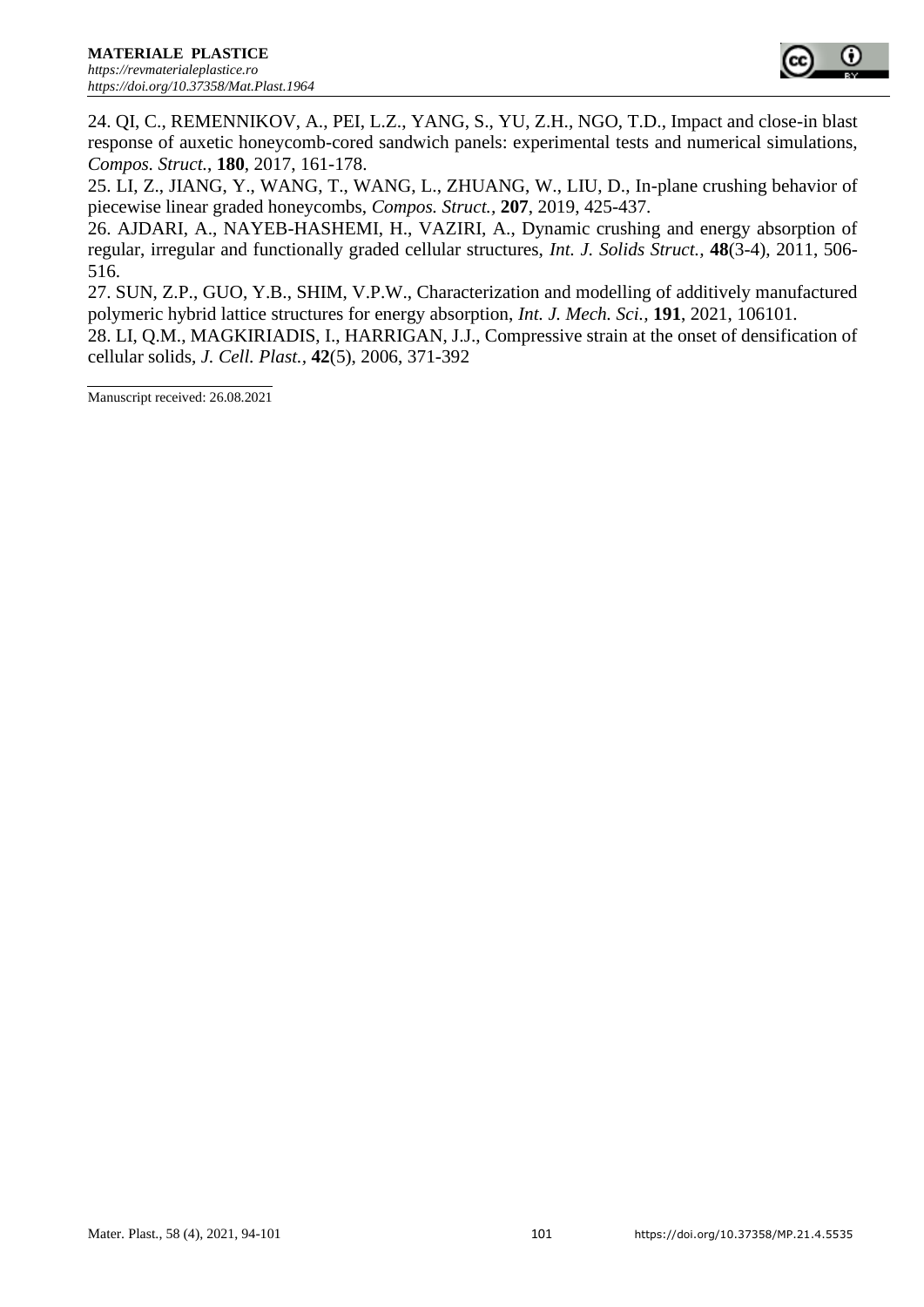24. QI, C., REMENNIKOV, A., PEI, L.Z., YANG, S., YU, Z.H., NGO, T.D., Impact and close-in blast response of auxetic honeycomb-cored sandwich panels: experimental tests and numerical simulations, *Compos. Struct.*, **180**, 2017, 161-178.

25. LI, Z., JIANG, Y., WANG, T., WANG, L., ZHUANG, W., LIU, D., In-plane crushing behavior of piecewise linear graded honeycombs, *Compos. Struct.*, **207**, 2019, 425-437.

26. AJDARI, A., NAYEB-HASHEMI, H., VAZIRI, A., Dynamic crushing and energy absorption of regular, irregular and functionally graded cellular structures, *Int. J. Solids Struct.*, **48**(3-4), 2011, 506-516.

27. SUN, Z.P., GUO, Y.B., SHIM, V.P.W., Characterization and modelling of additively manufactured polymeric hybrid lattice structures for energy absorption, *Int. J. Mech. Sci.*, **191**, 2021, 106101.

28. LI, Q.M., MAGKIRIADIS, I., HARRIGAN, J.J., Compressive strain at the onset of densification of cellular solids, *J. Cell. Plast.*, **42**(5), 2006, 371-392

Manuscript received: 26.08.2021